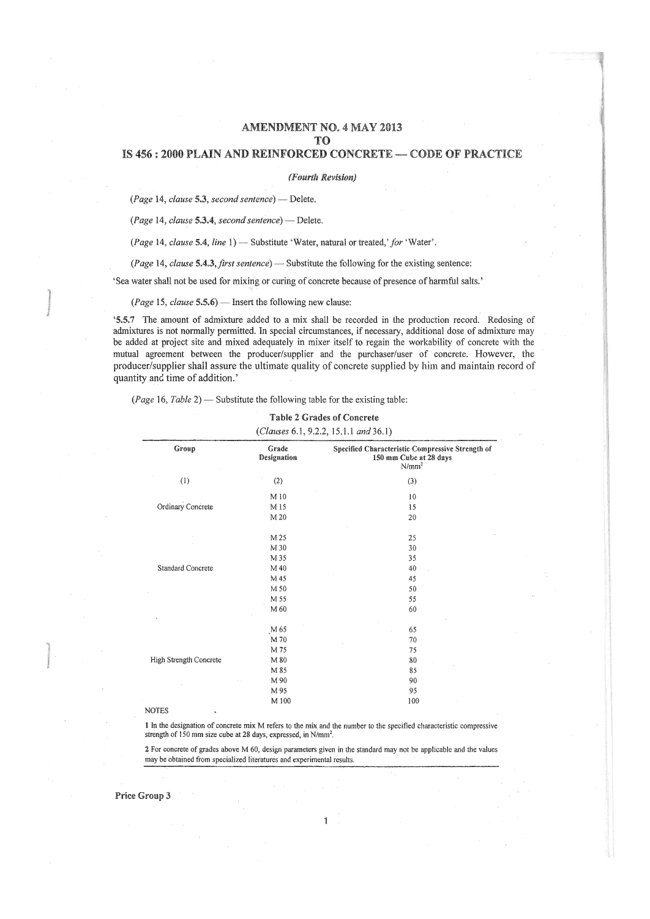# AMENDMENT NO. 4 MAY 2013
# TO
# IS 456 : 2000 PLAIN AND REINFORCED CONCRETE — CODE OF PRACTICE

*(Fourth Revision)*

(*Page* 14, *clause* **5.3**, *second sentence*) — Delete.

(*Page* 14, *clause* **5.3.4**, *second sentence*) — Delete.

(*Page* 14, *clause* **5.4**, *line* 1) — Substitute 'Water, natural or treated,' *for* 'Water'.

(*Page* 14, *clause* **5.4.3**, *first sentence*) — Substitute the following for the existing sentence:

'Sea water shall not be used for mixing or curing of concrete because of presence of harmful salts.'

(*Page* 15, *clause* **5.5.6**) — Insert the following new clause:

'**5.5.7** The amount of admixture added to a mix shall be recorded in the production record. Redosing of admixtures is not normally permitted. In special circumstances, if necessary, additional dose of admixture may be added at project site and mixed adequately in mixer itself to regain the workability of concrete with the mutual agreement between the producer/supplier and the purchaser/user of concrete. However, the producer/supplier shall assure the ultimate quality of concrete supplied by him and maintain record of quantity and time of addition.'

(*Page* 16, *Table* 2) — Substitute the following table for the existing table:

**Table 2 Grades of Concrete**

(*Clauses* 6.1, 9.2.2, 15.1.1 *and* 36.1)

| Group | Grade Designation | Specified Characteristic Compressive Strength of 150 mm Cube at 28 days $N/mm^2$ |
|---|---|---|
| (1) | (2) | (3) |
| Ordinary Concrete | M 10 | 10 |
| | M 15 | 15 |
| | M 20 | 20 |
| Standard Concrete | M 25 | 25 |
| | M 30 | 30 |
| | M 35 | 35 |
| | M 40 | 40 |
| | M 45 | 45 |
| | M 50 | 50 |
| | M 55 | 55 |
| | M 60 | 60 |
| High Strength Concrete | M 65 | 65 |
| | M 70 | 70 |
| | M 75 | 75 |
| | M 80 | 80 |
| | M 85 | 85 |
| | M 90 | 90 |
| | M 95 | 95 |
| | M 100 | 100 |

NOTES

1 In the designation of concrete mix M refers to the mix and the number to the specified characteristic compressive strength of 150 mm size cube at 28 days, expressed, in $N/mm^2$.

2 For concrete of grades above M 60, design parameters given in the standard may not be applicable and the values may be obtained from specialized literatures and experimental results.

**Price Group 3**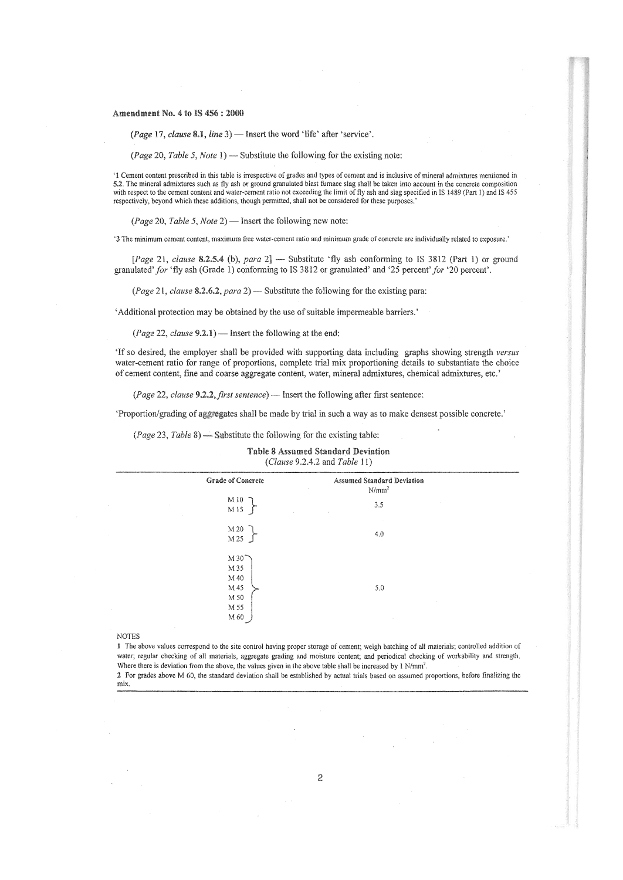**Amendment No. 4 to IS 456 : 2000**

(*Page* 17, *clause* **8.1**, *line* 3) — Insert the word 'life' after 'service'.

(*Page* 20, *Table 5*, *Note* 1) — Substitute the following for the existing note:

'1 Cement content prescribed in this table is irrespective of grades and types of cement and is inclusive of mineral admixtures mentioned in **5.2**. The mineral admixtures such as fly ash or ground granulated blast furnace slag shall be taken into account in the concrete composition with respect to the cement content and water-cement ratio not exceeding the limit of fly ash and slag specified in IS 1489 (Part 1) and IS 455 respectively, beyond which these additions, though permitted, shall not be considered for these purposes.'

(*Page* 20, *Table 5*, *Note* 2) — Insert the following new note:

'3 The minimum cement content, maximum free water-cement ratio and minimum grade of concrete are individually related to exposure.'

[*Page* 21, *clause* **8.2.5.4** (b), *para* 2] — Substitute 'fly ash conforming to IS 3812 (Part 1) or ground granulated' *for* 'fly ash (Grade 1) conforming to IS 3812 or granulated' and '25 percent' *for* '20 percent'.

(*Page* 21, *clause* **8.2.6.2**, *para* 2) — Substitute the following for the existing para:

'Additional protection may be obtained by the use of suitable impermeable barriers.'

(*Page* 22, *clause* **9.2.1**) — Insert the following at the end:

'If so desired, the employer shall be provided with supporting data including graphs showing strength *versus* water-cement ratio for range of proportions, complete trial mix proportioning details to substantiate the choice of cement content, fine and coarse aggregate content, water, mineral admixtures, chemical admixtures, etc.'

(*Page* 22, *clause* **9.2.2**, *first sentence*) — Insert the following after first sentence:

'Proportion/grading of aggregates shall be made by trial in such a way as to make densest possible concrete.'

(*Page* 23, *Table* 8) — Substitute the following for the existing table:

**Table 8 Assumed Standard Deviation**
(*Clause* 9.2.4.2 and *Table* 11)

| Grade of Concrete | Assumed Standard Deviation N/mm$^2$ |
|---|---|
| M 10, M 15 | 3.5 |
| M 20, M 25 | 4.0 |
| M 30, M 35, M 40, M 45, M 50, M 55, M 60 | 5.0 |

NOTES

1 The above values correspond to the site control having proper storage of cement; weigh batching of all materials; controlled addition of water; regular checking of all materials, aggregate grading and moisture content; and periodical checking of workability and strength. Where there is deviation from the above, the values given in the above table shall be increased by 1 N/mm$^2$.

2 For grades above M 60, the standard deviation shall be established by actual trials based on assumed proportions, before finalizing the mix.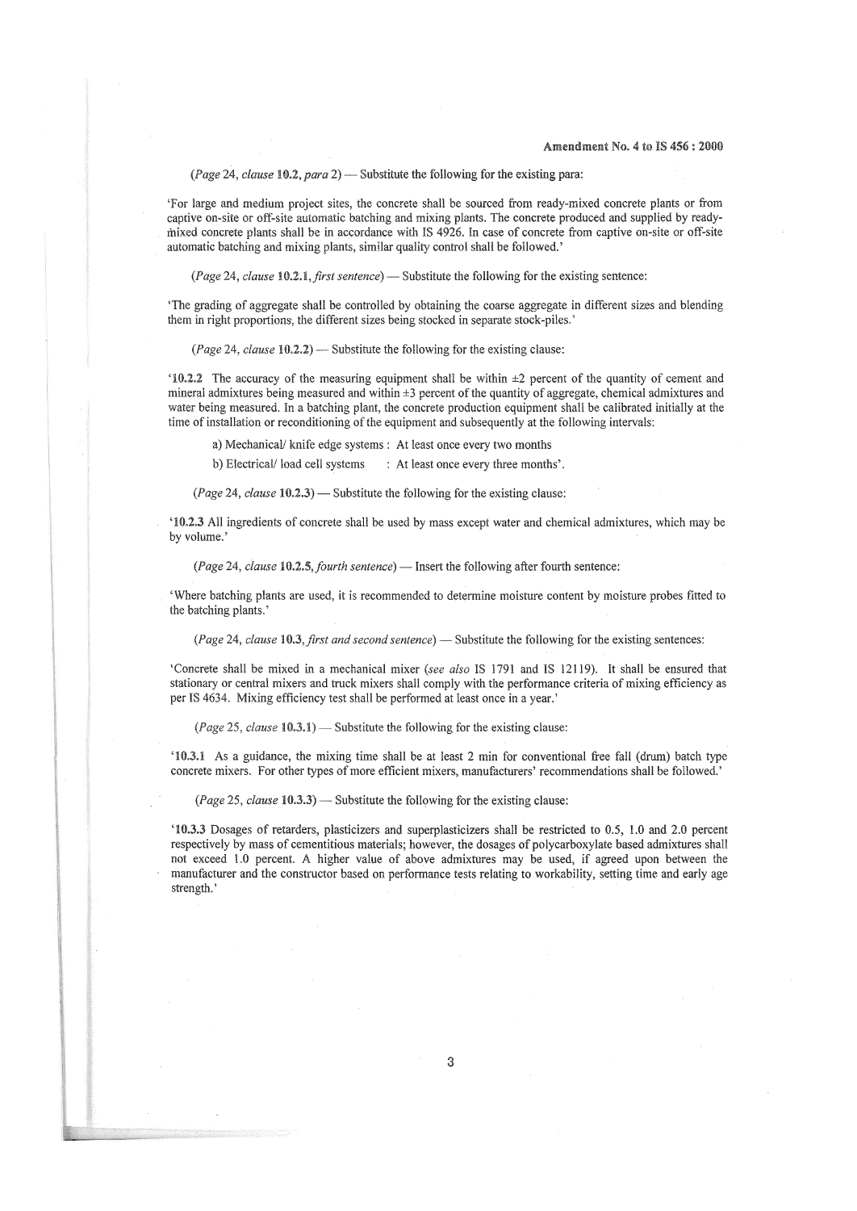(*Page* 24, *clause* **10.2**, *para* 2) — Substitute the following for the existing para:

'For large and medium project sites, the concrete shall be sourced from ready-mixed concrete plants or from captive on-site or off-site automatic batching and mixing plants. The concrete produced and supplied by ready-mixed concrete plants shall be in accordance with IS 4926. In case of concrete from captive on-site or off-site automatic batching and mixing plants, similar quality control shall be followed.'

(*Page* 24, *clause* **10.2.1**, *first sentence*) — Substitute the following for the existing sentence:

'The grading of aggregate shall be controlled by obtaining the coarse aggregate in different sizes and blending them in right proportions, the different sizes being stocked in separate stock-piles.'

(*Page* 24, *clause* **10.2.2**) — Substitute the following for the existing clause:

'**10.2.2** The accuracy of the measuring equipment shall be within ±2 percent of the quantity of cement and mineral admixtures being measured and within ±3 percent of the quantity of aggregate, chemical admixtures and water being measured. In a batching plant, the concrete production equipment shall be calibrated initially at the time of installation or reconditioning of the equipment and subsequently at the following intervals:

a) Mechanical/ knife edge systems : At least once every two months

b) Electrical/ load cell systems : At least once every three months'.

(*Page* 24, *clause* **10.2.3**) — Substitute the following for the existing clause:

'**10.2.3** All ingredients of concrete shall be used by mass except water and chemical admixtures, which may be by volume.'

(*Page* 24, *clause* **10.2.5**, *fourth sentence*) — Insert the following after fourth sentence:

'Where batching plants are used, it is recommended to determine moisture content by moisture probes fitted to the batching plants.'

(*Page* 24, *clause* **10.3**, *first and second sentence*) — Substitute the following for the existing sentences:

'Concrete shall be mixed in a mechanical mixer (*see also* IS 1791 and IS 12119). It shall be ensured that stationary or central mixers and truck mixers shall comply with the performance criteria of mixing efficiency as per IS 4634. Mixing efficiency test shall be performed at least once in a year.'

(*Page* 25, *clause* **10.3.1**) — Substitute the following for the existing clause:

'**10.3.1** As a guidance, the mixing time shall be at least 2 min for conventional free fall (drum) batch type concrete mixers. For other types of more efficient mixers, manufacturers' recommendations shall be followed.'

(*Page* 25, *clause* **10.3.3**) — Substitute the following for the existing clause:

'**10.3.3** Dosages of retarders, plasticizers and superplasticizers shall be restricted to 0.5, 1.0 and 2.0 percent respectively by mass of cementitious materials; however, the dosages of polycarboxylate based admixtures shall not exceed 1.0 percent. A higher value of above admixtures may be used, if agreed upon between the manufacturer and the constructor based on performance tests relating to workability, setting time and early age strength.'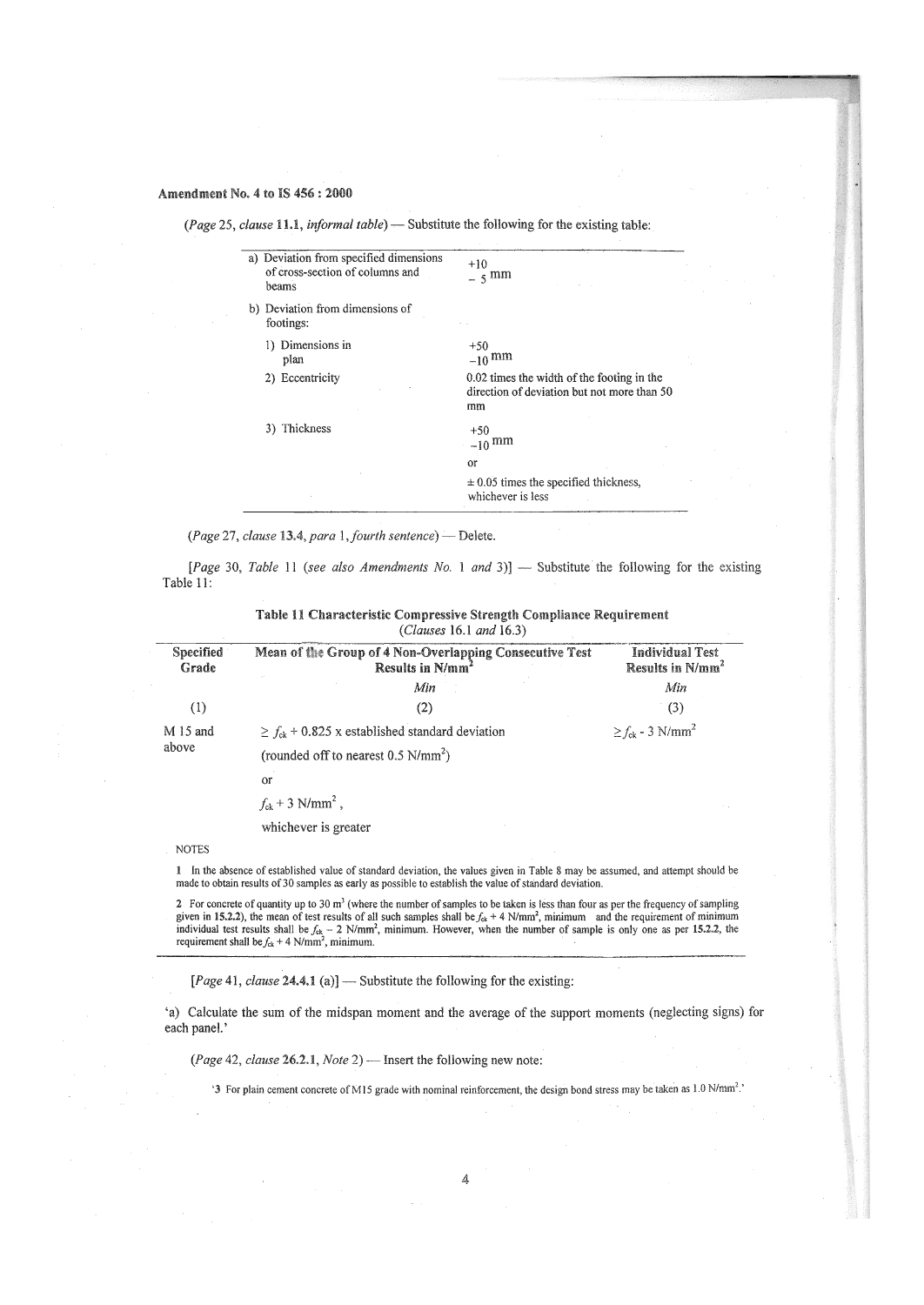**Amendment No. 4 to IS 456 : 2000**

(*Page* 25, *clause* **11.1**, *informal table*) — Substitute the following for the existing table:

| | |
|---|---|
| a) Deviation from specified dimensions of cross-section of columns and beams | $^{+10}_{-5}$ mm |
| b) Deviation from dimensions of footings: | |
| 1) Dimensions in plan | $^{+50}_{-10}$ mm |
| 2) Eccentricity | 0.02 times the width of the footing in the direction of deviation but not more than 50 mm |
| 3) Thickness | $^{+50}_{-10}$ mm or ± 0.05 times the specified thickness, whichever is less |

(*Page* 27, *clause* **13.4**, *para* 1, *fourth sentence*) — Delete.

[*Page* 30, *Table* 11 (*see also Amendments No.* 1 *and* 3)] — Substitute the following for the existing Table 11:

**Table 11 Characteristic Compressive Strength Compliance Requirement**
(*Clauses* 16.1 *and* 16.3)

| Specified Grade | Mean of the Group of 4 Non-Overlapping Consecutive Test Results in N/mm² *Min* | Individual Test Results in N/mm² *Min* |
|---|---|---|
| (1) | (2) | (3) |
| M 15 and above | $\geq f_{ck}$ + 0.825 x established standard deviation (rounded off to nearest 0.5 N/mm²) or $f_{ck}$ + 3 N/mm², whichever is greater | $\geq f_{ck}$ - 3 N/mm² |

NOTES

1 In the absence of established value of standard deviation, the values given in Table 8 may be assumed, and attempt should be made to obtain results of 30 samples as early as possible to establish the value of standard deviation.

2 For concrete of quantity up to 30 m³ (where the number of samples to be taken is less than four as per the frequency of sampling given in **15.2.2**), the mean of test results of all such samples shall be $f_{ck}$ + 4 N/mm², minimum and the requirement of minimum individual test results shall be $f_{ck}$ – 2 N/mm², minimum. However, when the number of sample is only one as per **15.2.2**, the requirement shall be $f_{ck}$ + 4 N/mm², minimum.

[*Page* 41, *clause* **24.4.1** (a)] — Substitute the following for the existing:

'a) Calculate the sum of the midspan moment and the average of the support moments (neglecting signs) for each panel.'

(*Page* 42, *clause* **26.2.1**, *Note* 2) — Insert the following new note:

'3 For plain cement concrete of M15 grade with nominal reinforcement, the design bond stress may be taken as 1.0 N/mm².'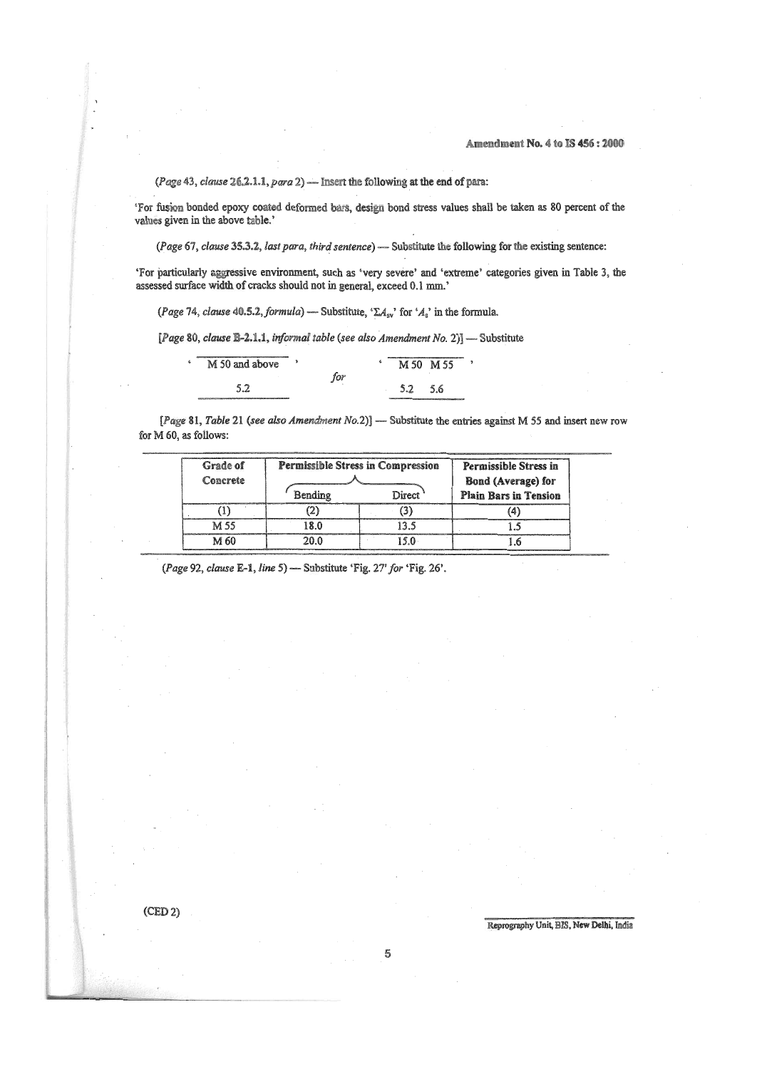*(Page 43, clause 26.2.1.1, para 2)* — Insert the following at the end of para:

'For fusion bonded epoxy coated deformed bars, design bond stress values shall be taken as 80 percent of the values given in the above table.'

*(Page 67, clause 35.3.2, last para, third sentence)* — Substitute the following for the existing sentence:

'For particularly aggressive environment, such as 'very severe' and 'extreme' categories given in Table 3, the assessed surface width of cracks should not in general, exceed 0.1 mm.'

*(Page 74, clause 40.5.2, formula)* — Substitute, '$\Sigma A_{sv}$' for '$A_s$' in the formula.

*[Page 80, clause B-2.1.1, informal table (see also Amendment No. 2)]* — Substitute

| M 50 and above |
|---|
| 5.2 |

*for*

| M 50 | M 55 |
|---|---|
| 5.2 | 5.6 |

*[Page 81, Table 21 (see also Amendment No.2)]* — Substitute the entries against M 55 and insert new row for M 60, as follows:

| Grade of Concrete | Permissible Stress in Compression | | Permissible Stress in Bond (Average) for Plain Bars in Tension |
|---|---|---|---|
| | Bending | Direct | |
| (1) | (2) | (3) | (4) |
| M 55 | 18.0 | 13.5 | 1.5 |
| M 60 | 20.0 | 15.0 | 1.6 |

*(Page 92, clause E-1, line 5)* — Substitute 'Fig. 27' *for* 'Fig. 26'.

(CED 2)

Reprography Unit, BIS, New Delhi, India